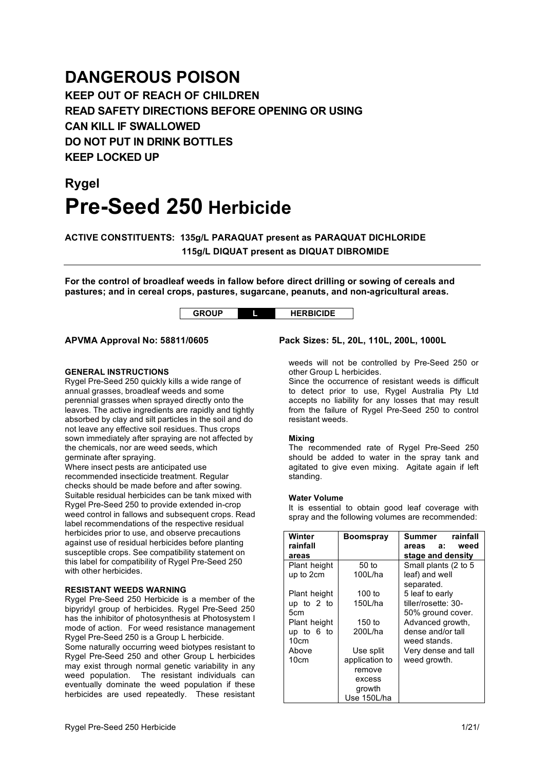# DANGEROUS POISON

**KEEP OUT OF REACH OF CHILDREN**
**READ SAFETY DIRECTIONS BEFORE OPENING OR USING**
**CAN KILL IF SWALLOWED**
**DO NOT PUT IN DRINK BOTTLES**
**KEEP LOCKED UP**

## Rygel

# Pre-Seed 250 Herbicide

**ACTIVE CONSTITUENTS: 135g/L PARAQUAT present as PARAQUAT DICHLORIDE**
**115g/L DIQUAT present as DIQUAT DIBROMIDE**

---

**For the control of broadleaf weeds in fallow before direct drilling or sowing of cereals and pastures; and in cereal crops, pastures, sugarcane, peanuts, and non-agricultural areas.**

| GROUP | L | HERBICIDE |
|---|---|---|

**APVMA Approval No: 58811/0605**

**Pack Sizes: 5L, 20L, 110L, 200L, 1000L**

#### GENERAL INSTRUCTIONS

Rygel Pre-Seed 250 quickly kills a wide range of annual grasses, broadleaf weeds and some perennial grasses when sprayed directly onto the leaves. The active ingredients are rapidly and tightly absorbed by clay and silt particles in the soil and do not leave any effective soil residues. Thus crops sown immediately after spraying are not affected by the chemicals, nor are weed seeds, which germinate after spraying.

Where insect pests are anticipated use recommended insecticide treatment. Regular checks should be made before and after sowing. Suitable residual herbicides can be tank mixed with Rygel Pre-Seed 250 to provide extended in-crop weed control in fallows and subsequent crops. Read label recommendations of the respective residual herbicides prior to use, and observe precautions against use of residual herbicides before planting susceptible crops. See compatibility statement on this label for compatibility of Rygel Pre-Seed 250 with other herbicides.

#### RESISTANT WEEDS WARNING

Rygel Pre-Seed 250 Herbicide is a member of the bipyridyl group of herbicides. Rygel Pre-Seed 250 has the inhibitor of photosynthesis at Photosystem I mode of action. For weed resistance management Rygel Pre-Seed 250 is a Group L herbicide.

Some naturally occurring weed biotypes resistant to Rygel Pre-Seed 250 and other Group L herbicides may exist through normal genetic variability in any weed population. The resistant individuals can eventually dominate the weed population if these herbicides are used repeatedly. These resistant weeds will not be controlled by Pre-Seed 250 or other Group L herbicides.

Since the occurrence of resistant weeds is difficult to detect prior to use, Rygel Australia Pty Ltd accepts no liability for any losses that may result from the failure of Rygel Pre-Seed 250 to control resistant weeds.

#### Mixing

The recommended rate of Rygel Pre-Seed 250 should be added to water in the spray tank and agitated to give even mixing. Agitate again if left standing.

#### Water Volume

It is essential to obtain good leaf coverage with spray and the following volumes are recommended:

| Winter rainfall areas | Boomspray | Summer rainfall areas a: weed stage and density |
|---|---|---|
| Plant height up to 2cm | 50 to 100L/ha | Small plants (2 to 5 leaf) and well separated. |
| Plant height up to 2 to 5cm | 100 to 150L/ha | 5 leaf to early tiller/rosette: 30-50% ground cover. |
| Plant height up to 6 to 10cm | 150 to 200L/ha | Advanced growth, dense and/or tall weed stands. |
| Above 10cm | Use split application to remove excess growth Use 150L/ha | Very dense and tall weed growth. |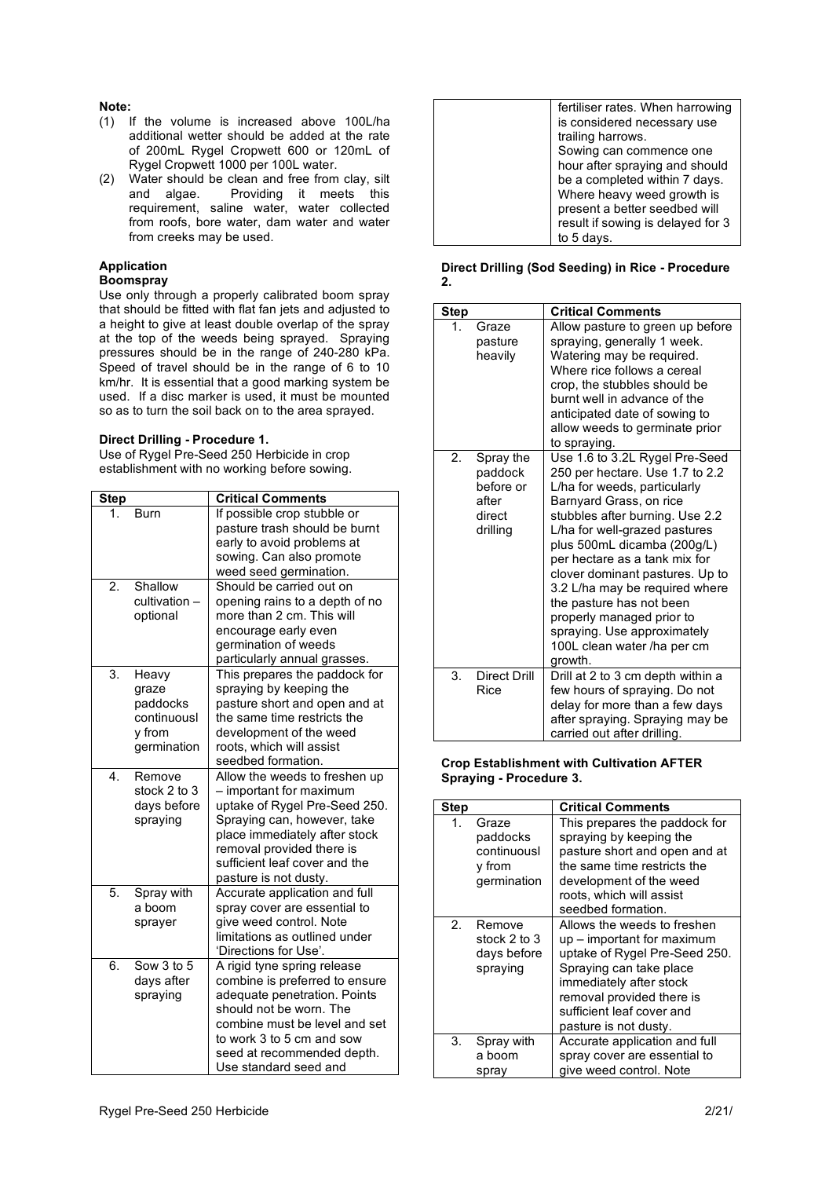**Note:**

(1) If the volume is increased above 100L/ha additional wetter should be added at the rate of 200mL Rygel Cropwett 600 or 120mL of Rygel Cropwett 1000 per 100L water.

(2) Water should be clean and free from clay, silt and algae. Providing it meets this requirement, saline water, water collected from roofs, bore water, dam water and water from creeks may be used.

**Application**

**Boomspray**

Use only through a properly calibrated boom spray that should be fitted with flat fan jets and adjusted to a height to give at least double overlap of the spray at the top of the weeds being sprayed. Spraying pressures should be in the range of 240-280 kPa. Speed of travel should be in the range of 6 to 10 km/hr. It is essential that a good marking system be used. If a disc marker is used, it must be mounted so as to turn the soil back on to the area sprayed.

**Direct Drilling - Procedure 1.**

Use of Rygel Pre-Seed 250 Herbicide in crop establishment with no working before sowing.

| Step | Critical Comments |
|---|---|
| 1. Burn | If possible crop stubble or pasture trash should be burnt early to avoid problems at sowing. Can also promote weed seed germination. |
| 2. Shallow cultivation – optional | Should be carried out on opening rains to a depth of no more than 2 cm. This will encourage early even germination of weeds particularly annual grasses. |
| 3. Heavy graze paddocks continuously from germination | This prepares the paddock for spraying by keeping the pasture short and open and at the same time restricts the development of the weed roots, which will assist seedbed formation. |
| 4. Remove stock 2 to 3 days before spraying | Allow the weeds to freshen up – important for maximum uptake of Rygel Pre-Seed 250. Spraying can, however, take place immediately after stock removal provided there is sufficient leaf cover and the pasture is not dusty. |
| 5. Spray with a boom sprayer | Accurate application and full spray cover are essential to give weed control. Note limitations as outlined under 'Directions for Use'. |
| 6. Sow 3 to 5 days after spraying | A rigid tyne spring release combine is preferred to ensure adequate penetration. Points should not be worn. The combine must be level and set to work 3 to 5 cm and sow seed at recommended depth. Use standard seed and fertiliser rates. When harrowing is considered necessary use trailing harrows. Sowing can commence one hour after spraying and should be a completed within 7 days. Where heavy weed growth is present a better seedbed will result if sowing is delayed for 3 to 5 days. |

**Direct Drilling (Sod Seeding) in Rice - Procedure 2.**

| Step | Critical Comments |
|---|---|
| 1. Graze pasture heavily | Allow pasture to green up before spraying, generally 1 week. Watering may be required. Where rice follows a cereal crop, the stubbles should be burnt well in advance of the anticipated date of sowing to allow weeds to germinate prior to spraying. |
| 2. Spray the paddock before or after direct drilling | Use 1.6 to 3.2L Rygel Pre-Seed 250 per hectare. Use 1.7 to 2.2 L/ha for weeds, particularly Barnyard Grass, on rice stubbles after burning. Use 2.2 L/ha for well-grazed pastures plus 500mL dicamba (200g/L) per hectare as a tank mix for clover dominant pastures. Up to 3.2 L/ha may be required where the pasture has not been properly managed prior to spraying. Use approximately 100L clean water /ha per cm growth. |
| 3. Direct Drill Rice | Drill at 2 to 3 cm depth within a few hours of spraying. Do not delay for more than a few days after spraying. Spraying may be carried out after drilling. |

**Crop Establishment with Cultivation AFTER Spraying - Procedure 3.**

| Step | Critical Comments |
|---|---|
| 1. Graze paddocks continuously from germination | This prepares the paddock for spraying by keeping the pasture short and open and at the same time restricts the development of the weed roots, which will assist seedbed formation. |
| 2. Remove stock 2 to 3 days before spraying | Allows the weeds to freshen up – important for maximum uptake of Rygel Pre-Seed 250. Spraying can take place immediately after stock removal provided there is sufficient leaf cover and pasture is not dusty. |
| 3. Spray with a boom spray | Accurate application and full spray cover are essential to give weed control. Note |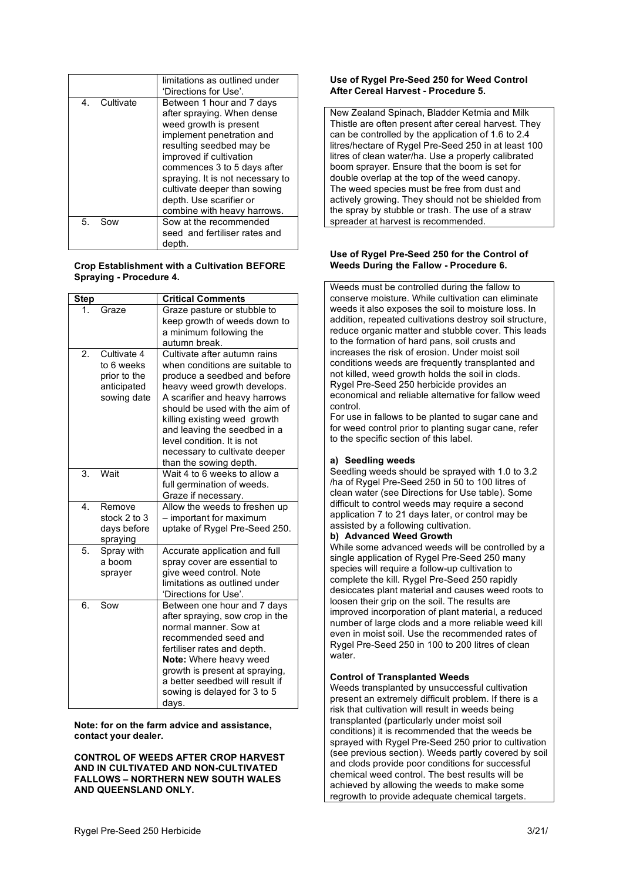| | |
|---|---|
| | limitations as outlined under 'Directions for Use'. |
| 4. Cultivate | Between 1 hour and 7 days after spraying. When dense weed growth is present implement penetration and resulting seedbed may be improved if cultivation commences 3 to 5 days after spraying. It is not necessary to cultivate deeper than sowing depth. Use scarifier or combine with heavy harrows. |
| 5. Sow | Sow at the recommended seed and fertiliser rates and depth. |

**Crop Establishment with a Cultivation BEFORE Spraying - Procedure 4.**

| Step | Critical Comments |
|---|---|
| 1. Graze | Graze pasture or stubble to keep growth of weeds down to a minimum following the autumn break. |
| 2. Cultivate 4 to 6 weeks prior to the anticipated sowing date | Cultivate after autumn rains when conditions are suitable to produce a seedbed and before heavy weed growth develops. A scarifier and heavy harrows should be used with the aim of killing existing weed growth and leaving the seedbed in a level condition. It is not necessary to cultivate deeper than the sowing depth. |
| 3. Wait | Wait 4 to 6 weeks to allow a full germination of weeds. Graze if necessary. |
| 4. Remove stock 2 to 3 days before spraying | Allow the weeds to freshen up – important for maximum uptake of Rygel Pre-Seed 250. |
| 5. Spray with a boom sprayer | Accurate application and full spray cover are essential to give weed control. Note limitations as outlined under 'Directions for Use'. |
| 6. Sow | Between one hour and 7 days after spraying, sow crop in the normal manner. Sow at recommended seed and fertiliser rates and depth. **Note:** Where heavy weed growth is present at spraying, a better seedbed will result if sowing is delayed for 3 to 5 days. |

**Note: for on the farm advice and assistance, contact your dealer.**

**CONTROL OF WEEDS AFTER CROP HARVEST AND IN CULTIVATED AND NON-CULTIVATED FALLOWS – NORTHERN NEW SOUTH WALES AND QUEENSLAND ONLY.**

**Use of Rygel Pre-Seed 250 for Weed Control After Cereal Harvest - Procedure 5.**

New Zealand Spinach, Bladder Ketmia and Milk Thistle are often present after cereal harvest. They can be controlled by the application of 1.6 to 2.4 litres/hectare of Rygel Pre-Seed 250 in at least 100 litres of clean water/ha. Use a properly calibrated boom sprayer. Ensure that the boom is set for double overlap at the top of the weed canopy. The weed species must be free from dust and actively growing. They should not be shielded from the spray by stubble or trash. The use of a straw spreader at harvest is recommended.

**Use of Rygel Pre-Seed 250 for the Control of Weeds During the Fallow - Procedure 6.**

Weeds must be controlled during the fallow to conserve moisture. While cultivation can eliminate weeds it also exposes the soil to moisture loss. In addition, repeated cultivations destroy soil structure, reduce organic matter and stubble cover. This leads to the formation of hard pans, soil crusts and increases the risk of erosion. Under moist soil conditions weeds are frequently transplanted and not killed, weed growth holds the soil in clods. Rygel Pre-Seed 250 herbicide provides an economical and reliable alternative for fallow weed control.
For use in fallows to be planted to sugar cane and for weed control prior to planting sugar cane, refer to the specific section of this label.

**a) Seedling weeds**

Seedling weeds should be sprayed with 1.0 to 3.2 /ha of Rygel Pre-Seed 250 in 50 to 100 litres of clean water (see Directions for Use table). Some difficult to control weeds may require a second application 7 to 21 days later, or control may be assisted by a following cultivation.

**b) Advanced Weed Growth**

While some advanced weeds will be controlled by a single application of Rygel Pre-Seed 250 many species will require a follow-up cultivation to complete the kill. Rygel Pre-Seed 250 rapidly desiccates plant material and causes weed roots to loosen their grip on the soil. The results are improved incorporation of plant material, a reduced number of large clods and a more reliable weed kill even in moist soil. Use the recommended rates of Rygel Pre-Seed 250 in 100 to 200 litres of clean water.

**Control of Transplanted Weeds**

Weeds transplanted by unsuccessful cultivation present an extremely difficult problem. If there is a risk that cultivation will result in weeds being transplanted (particularly under moist soil conditions) it is recommended that the weeds be sprayed with Rygel Pre-Seed 250 prior to cultivation (see previous section). Weeds partly covered by soil and clods provide poor conditions for successful chemical weed control. The best results will be achieved by allowing the weeds to make some regrowth to provide adequate chemical targets.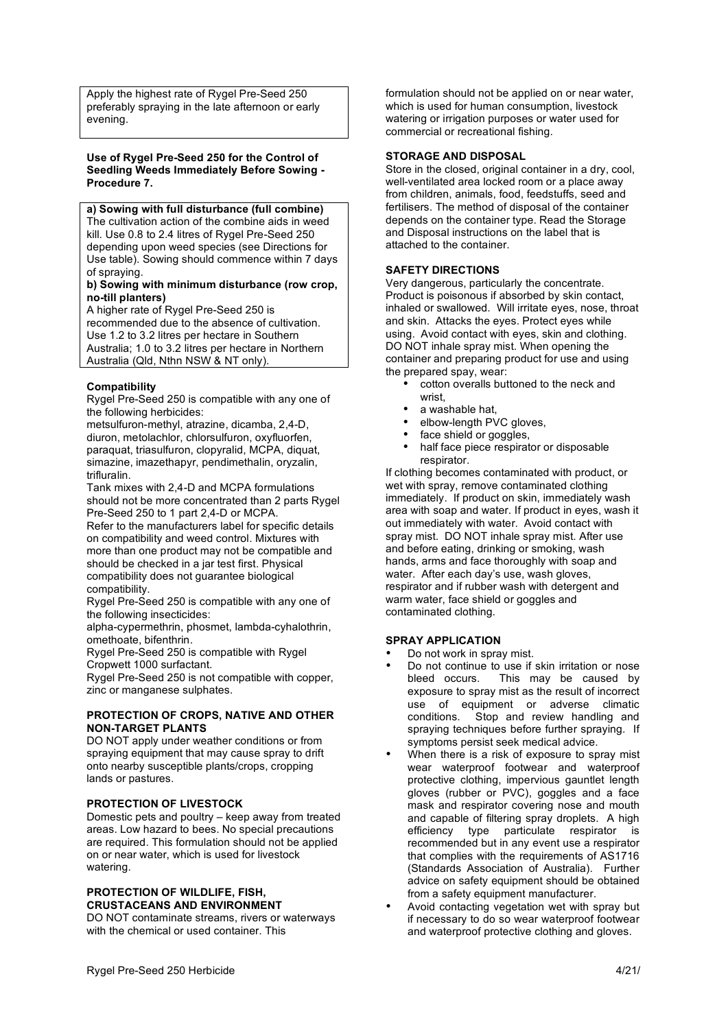Apply the highest rate of Rygel Pre-Seed 250 preferably spraying in the late afternoon or early evening.

**Use of Rygel Pre-Seed 250 for the Control of Seedling Weeds Immediately Before Sowing - Procedure 7.**

**a) Sowing with full disturbance (full combine)**
The cultivation action of the combine aids in weed kill. Use 0.8 to 2.4 litres of Rygel Pre-Seed 250 depending upon weed species (see Directions for Use table). Sowing should commence within 7 days of spraying.

**b) Sowing with minimum disturbance (row crop, no-till planters)**
A higher rate of Rygel Pre-Seed 250 is recommended due to the absence of cultivation. Use 1.2 to 3.2 litres per hectare in Southern Australia; 1.0 to 3.2 litres per hectare in Northern Australia (Qld, Nthn NSW & NT only).

**Compatibility**

Rygel Pre-Seed 250 is compatible with any one of the following herbicides:
metsulfuron-methyl, atrazine, dicamba, 2,4-D, diuron, metolachlor, chlorsulfuron, oxyfluorfen, paraquat, triasulfuron, clopyralid, MCPA, diquat, simazine, imazethapyr, pendimethalin, oryzalin, trifluralin.

Tank mixes with 2,4-D and MCPA formulations should not be more concentrated than 2 parts Rygel Pre-Seed 250 to 1 part 2,4-D or MCPA.

Refer to the manufacturers label for specific details on compatibility and weed control. Mixtures with more than one product may not be compatible and should be checked in a jar test first. Physical compatibility does not guarantee biological compatibility.

Rygel Pre-Seed 250 is compatible with any one of the following insecticides:
alpha-cypermethrin, phosmet, lambda-cyhalothrin, omethoate, bifenthrin.

Rygel Pre-Seed 250 is compatible with Rygel Cropwett 1000 surfactant.

Rygel Pre-Seed 250 is not compatible with copper, zinc or manganese sulphates.

**PROTECTION OF CROPS, NATIVE AND OTHER NON-TARGET PLANTS**

DO NOT apply under weather conditions or from spraying equipment that may cause spray to drift onto nearby susceptible plants/crops, cropping lands or pastures.

**PROTECTION OF LIVESTOCK**

Domestic pets and poultry – keep away from treated areas. Low hazard to bees. No special precautions are required. This formulation should not be applied on or near water, which is used for livestock watering.

**PROTECTION OF WILDLIFE, FISH, CRUSTACEANS AND ENVIRONMENT**

DO NOT contaminate streams, rivers or waterways with the chemical or used container. This formulation should not be applied on or near water, which is used for human consumption, livestock watering or irrigation purposes or water used for commercial or recreational fishing.

**STORAGE AND DISPOSAL**

Store in the closed, original container in a dry, cool, well-ventilated area locked room or a place away from children, animals, food, feedstuffs, seed and fertilisers. The method of disposal of the container depends on the container type. Read the Storage and Disposal instructions on the label that is attached to the container.

**SAFETY DIRECTIONS**

Very dangerous, particularly the concentrate. Product is poisonous if absorbed by skin contact, inhaled or swallowed. Will irritate eyes, nose, throat and skin. Attacks the eyes. Protect eyes while using. Avoid contact with eyes, skin and clothing. DO NOT inhale spray mist. When opening the container and preparing product for use and using the prepared spay, wear:

- cotton overalls buttoned to the neck and wrist,
- a washable hat,
- elbow-length PVC gloves,
- face shield or goggles,
- half face piece respirator or disposable respirator.

If clothing becomes contaminated with product, or wet with spray, remove contaminated clothing immediately. If product on skin, immediately wash area with soap and water. If product in eyes, wash it out immediately with water. Avoid contact with spray mist. DO NOT inhale spray mist. After use and before eating, drinking or smoking, wash hands, arms and face thoroughly with soap and water. After each day's use, wash gloves, respirator and if rubber wash with detergent and warm water, face shield or goggles and contaminated clothing.

**SPRAY APPLICATION**

- Do not work in spray mist.
- Do not continue to use if skin irritation or nose bleed occurs. This may be caused by exposure to spray mist as the result of incorrect use of equipment or adverse climatic conditions. Stop and review handling and spraying techniques before further spraying. If symptoms persist seek medical advice.
- When there is a risk of exposure to spray mist wear waterproof footwear and waterproof protective clothing, impervious gauntlet length gloves (rubber or PVC), goggles and a face mask and respirator covering nose and mouth and capable of filtering spray droplets. A high efficiency type particulate respirator is recommended but in any event use a respirator that complies with the requirements of AS1716 (Standards Association of Australia). Further advice on safety equipment should be obtained from a safety equipment manufacturer.
- Avoid contacting vegetation wet with spray but if necessary to do so wear waterproof footwear and waterproof protective clothing and gloves.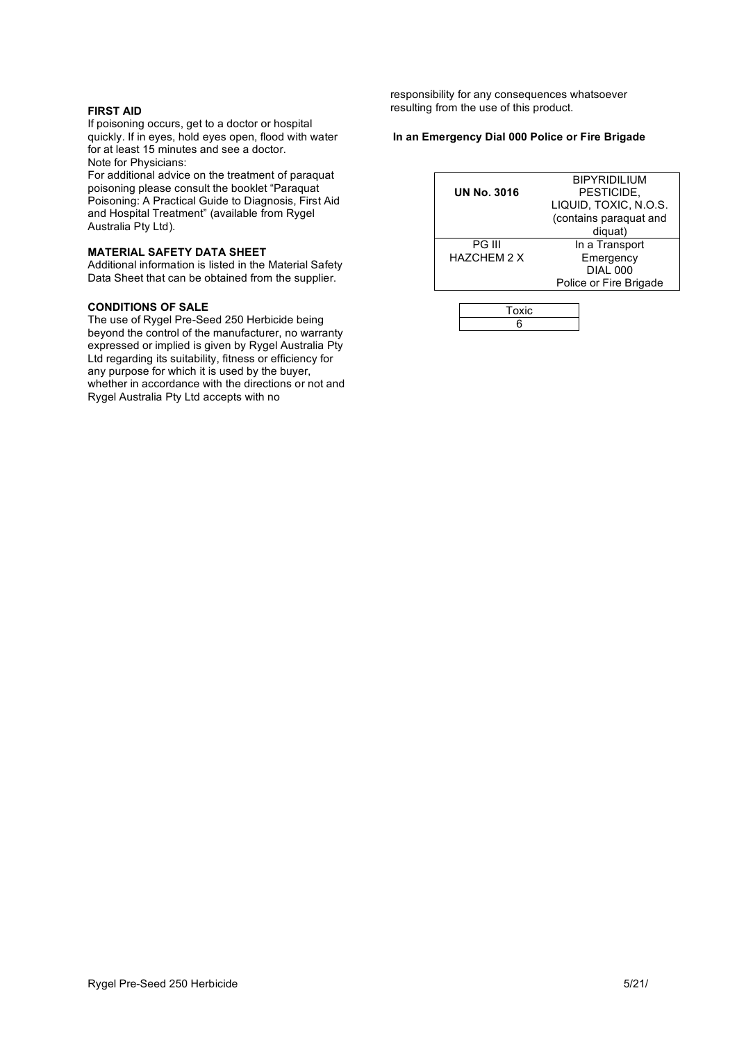**FIRST AID**

If poisoning occurs, get to a doctor or hospital quickly. If in eyes, hold eyes open, flood with water for at least 15 minutes and see a doctor.

Note for Physicians:

For additional advice on the treatment of paraquat poisoning please consult the booklet "Paraquat Poisoning: A Practical Guide to Diagnosis, First Aid and Hospital Treatment" (available from Rygel Australia Pty Ltd).

**MATERIAL SAFETY DATA SHEET**

Additional information is listed in the Material Safety Data Sheet that can be obtained from the supplier.

**CONDITIONS OF SALE**

The use of Rygel Pre-Seed 250 Herbicide being beyond the control of the manufacturer, no warranty expressed or implied is given by Rygel Australia Pty Ltd regarding its suitability, fitness or efficiency for any purpose for which it is used by the buyer, whether in accordance with the directions or not and Rygel Australia Pty Ltd accepts with no responsibility for any consequences whatsoever resulting from the use of this product.

**In an Emergency Dial 000 Police or Fire Brigade**

| | |
|---|---|
| **UN No. 3016** | BIPYRIDILIUM PESTICIDE, LIQUID, TOXIC, N.O.S. (contains paraquat and diquat) |
| PG III<br>HAZCHEM 2 X | In a Transport Emergency DIAL 000 Police or Fire Brigade |

| |
|---|
| Toxic |
| 6 |